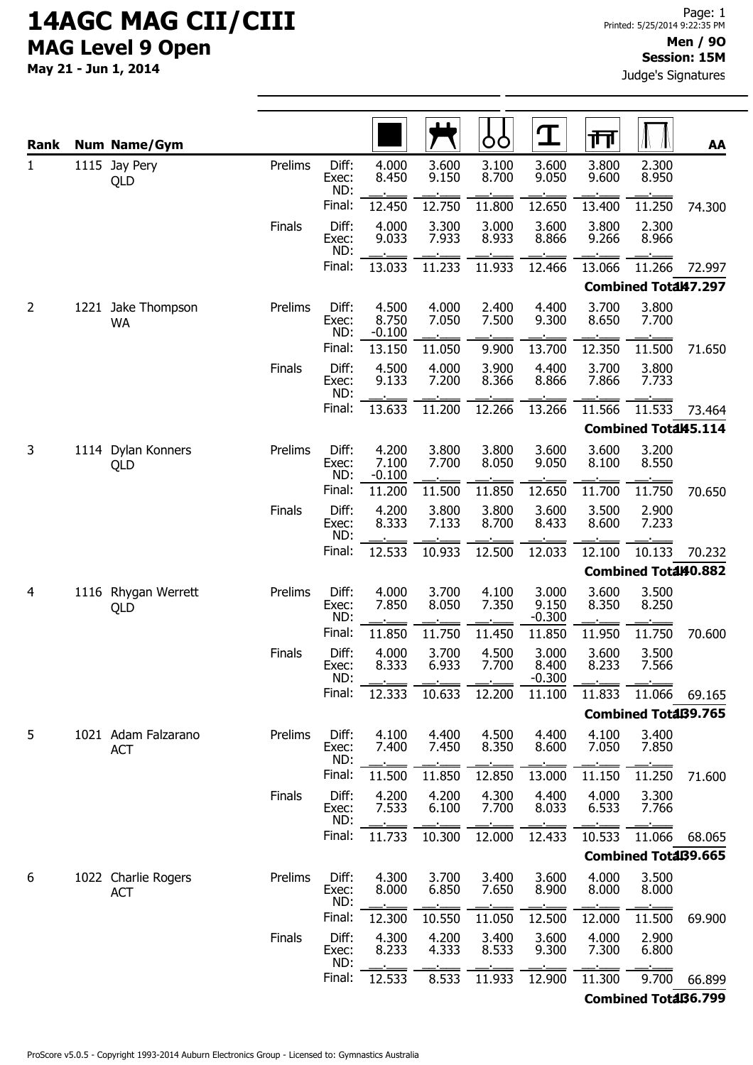# 14AGC MAG CII/CIII

## MAG Level 9 Open

**May 21 - Jun 1, 2014**

Page: 1
Printed: 5/25/2014 9:22:35 PM

**Men / 9O**
**Session: 15M**
Judge's Signatures

| Rank | Num | Name/Gym | Round | | Floor | Pommel Horse | Rings | Vault | Parallel Bars | High Bar | AA |
|---|---|---|---|---|---|---|---|---|---|---|---|
| 1 | 1115 | Jay Pery QLD | Prelims | Diff: | 4.000 | 3.600 | 3.100 | 3.600 | 3.800 | 2.300 | |
| | | | | Exec: | 8.450 | 9.150 | 8.700 | 9.050 | 9.600 | 8.950 | |
| | | | | ND: | | | | | | | |
| | | | | Final: | 12.450 | 12.750 | 11.800 | 12.650 | 13.400 | 11.250 | 74.300 |
| | | | Finals | Diff: | 4.000 | 3.300 | 3.000 | 3.600 | 3.800 | 2.300 | |
| | | | | Exec: | 9.033 | 7.933 | 8.933 | 8.866 | 9.266 | 8.966 | |
| | | | | ND: | | | | | | | |
| | | | | Final: | 13.033 | 11.233 | 11.933 | 12.466 | 13.066 | 11.266 | 72.997 |
| | | | | | | | | | | Combined Total | 147.297 |
| 2 | 1221 | Jake Thompson WA | Prelims | Diff: | 4.500 | 4.000 | 2.400 | 4.400 | 3.700 | 3.800 | |
| | | | | Exec: | 8.750 | 7.050 | 7.500 | 9.300 | 8.650 | 7.700 | |
| | | | | ND: | -0.100 | | | | | | |
| | | | | Final: | 13.150 | 11.050 | 9.900 | 13.700 | 12.350 | 11.500 | 71.650 |
| | | | Finals | Diff: | 4.500 | 4.000 | 3.900 | 4.400 | 3.700 | 3.800 | |
| | | | | Exec: | 9.133 | 7.200 | 8.366 | 8.866 | 7.866 | 7.733 | |
| | | | | ND: | | | | | | | |
| | | | | Final: | 13.633 | 11.200 | 12.266 | 13.266 | 11.566 | 11.533 | 73.464 |
| | | | | | | | | | | Combined Total | 145.114 |
| 3 | 1114 | Dylan Konners QLD | Prelims | Diff: | 4.200 | 3.800 | 3.800 | 3.600 | 3.600 | 3.200 | |
| | | | | Exec: | 7.100 | 7.700 | 8.050 | 9.050 | 8.100 | 8.550 | |
| | | | | ND: | -0.100 | | | | | | |
| | | | | Final: | 11.200 | 11.500 | 11.850 | 12.650 | 11.700 | 11.750 | 70.650 |
| | | | Finals | Diff: | 4.200 | 3.800 | 3.800 | 3.600 | 3.500 | 2.900 | |
| | | | | Exec: | 8.333 | 7.133 | 8.700 | 8.433 | 8.600 | 7.233 | |
| | | | | ND: | | | | | | | |
| | | | | Final: | 12.533 | 10.933 | 12.500 | 12.033 | 12.100 | 10.133 | 70.232 |
| | | | | | | | | | | Combined Total | 140.882 |
| 4 | 1116 | Rhygan Werrett QLD | Prelims | Diff: | 4.000 | 3.700 | 4.100 | 3.000 | 3.600 | 3.500 | |
| | | | | Exec: | 7.850 | 8.050 | 7.350 | 9.150 | 8.350 | 8.250 | |
| | | | | ND: | | | | -0.300 | | | |
| | | | | Final: | 11.850 | 11.750 | 11.450 | 11.850 | 11.950 | 11.750 | 70.600 |
| | | | Finals | Diff: | 4.000 | 3.700 | 4.500 | 3.000 | 3.600 | 3.500 | |
| | | | | Exec: | 8.333 | 6.933 | 7.700 | 8.400 | 8.233 | 7.566 | |
| | | | | ND: | | | | -0.300 | | | |
| | | | | Final: | 12.333 | 10.633 | 12.200 | 11.100 | 11.833 | 11.066 | 69.165 |
| | | | | | | | | | | Combined Total | 139.765 |
| 5 | 1021 | Adam Falzarano ACT | Prelims | Diff: | 4.100 | 4.400 | 4.500 | 4.400 | 4.100 | 3.400 | |
| | | | | Exec: | 7.400 | 7.450 | 8.350 | 8.600 | 7.050 | 7.850 | |
| | | | | ND: | | | | | | | |
| | | | | Final: | 11.500 | 11.850 | 12.850 | 13.000 | 11.150 | 11.250 | 71.600 |
| | | | Finals | Diff: | 4.200 | 4.200 | 4.300 | 4.400 | 4.000 | 3.300 | |
| | | | | Exec: | 7.533 | 6.100 | 7.700 | 8.033 | 6.533 | 7.766 | |
| | | | | ND: | | | | | | | |
| | | | | Final: | 11.733 | 10.300 | 12.000 | 12.433 | 10.533 | 11.066 | 68.065 |
| | | | | | | | | | | Combined Total | 139.665 |
| 6 | 1022 | Charlie Rogers ACT | Prelims | Diff: | 4.300 | 3.700 | 3.400 | 3.600 | 4.000 | 3.500 | |
| | | | | Exec: | 8.000 | 6.850 | 7.650 | 8.900 | 8.000 | 8.000 | |
| | | | | ND: | | | | | | | |
| | | | | Final: | 12.300 | 10.550 | 11.050 | 12.500 | 12.000 | 11.500 | 69.900 |
| | | | Finals | Diff: | 4.300 | 4.200 | 3.400 | 3.600 | 4.000 | 2.900 | |
| | | | | Exec: | 8.233 | 4.333 | 8.533 | 9.300 | 7.300 | 6.800 | |
| | | | | ND: | | | | | | | |
| | | | | Final: | 12.533 | 8.533 | 11.933 | 12.900 | 11.300 | 9.700 | 66.899 |
| | | | | | | | | | | Combined Total | 136.799 |

ProScore v5.0.5 - Copyright 1993-2014 Auburn Electronics Group - Licensed to: Gymnastics Australia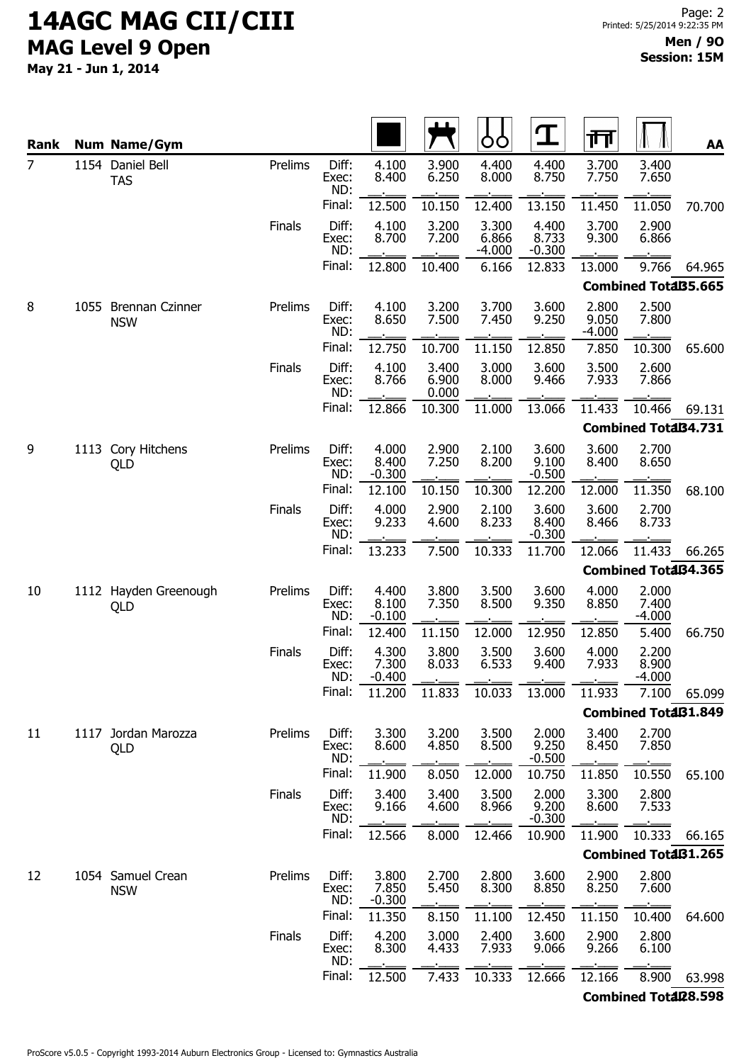# 14AGC MAG CII/CIII

## MAG Level 9 Open

**May 21 - Jun 1, 2014**

**Men / 9O**
**Session: 15M**

| Rank | Num | Name/Gym | | | Floor | Pommel Horse | Rings | Vault | Parallel Bars | High Bar | AA |
|---|---|---|---|---|---|---|---|---|---|---|---|
| 7 | 1154 | Daniel Bell TAS | Prelims | Diff: | 4.100 | 3.900 | 4.400 | 4.400 | 3.700 | 3.400 | |
| | | | | Exec: | 8.400 | 6.250 | 8.000 | 8.750 | 7.750 | 7.650 | |
| | | | | ND: | | | | | | | |
| | | | | Final: | 12.500 | 10.150 | 12.400 | 13.150 | 11.450 | 11.050 | 70.700 |
| | | | Finals | Diff: | 4.100 | 3.200 | 3.300 | 4.400 | 3.700 | 2.900 | |
| | | | | Exec: | 8.700 | 7.200 | 6.866 | 8.733 | 9.300 | 6.866 | |
| | | | | ND: | | | -4.000 | -0.300 | | | |
| | | | | Final: | 12.800 | 10.400 | 6.166 | 12.833 | 13.000 | 9.766 | 64.965 |
| | | | | | | | | | | Combined Total: | 135.665 |
| 8 | 1055 | Brennan Czinner NSW | Prelims | Diff: | 4.100 | 3.200 | 3.700 | 3.600 | 2.800 | 2.500 | |
| | | | | Exec: | 8.650 | 7.500 | 7.450 | 9.250 | 9.050 | 7.800 | |
| | | | | ND: | | | | | -4.000 | | |
| | | | | Final: | 12.750 | 10.700 | 11.150 | 12.850 | 7.850 | 10.300 | 65.600 |
| | | | Finals | Diff: | 4.100 | 3.400 | 3.000 | 3.600 | 3.500 | 2.600 | |
| | | | | Exec: | 8.766 | 6.900 | 8.000 | 9.466 | 7.933 | 7.866 | |
| | | | | ND: | | 0.000 | | | | | |
| | | | | Final: | 12.866 | 10.300 | 11.000 | 13.066 | 11.433 | 10.466 | 69.131 |
| | | | | | | | | | | Combined Total: | 134.731 |
| 9 | 1113 | Cory Hitchens QLD | Prelims | Diff: | 4.000 | 2.900 | 2.100 | 3.600 | 3.600 | 2.700 | |
| | | | | Exec: | 8.400 | 7.250 | 8.200 | 9.100 | 8.400 | 8.650 | |
| | | | | ND: | -0.300 | | | -0.500 | | | |
| | | | | Final: | 12.100 | 10.150 | 10.300 | 12.200 | 12.000 | 11.350 | 68.100 |
| | | | Finals | Diff: | 4.000 | 2.900 | 2.100 | 3.600 | 3.600 | 2.700 | |
| | | | | Exec: | 9.233 | 4.600 | 8.233 | 8.400 | 8.466 | 8.733 | |
| | | | | ND: | | | | -0.300 | | | |
| | | | | Final: | 13.233 | 7.500 | 10.333 | 11.700 | 12.066 | 11.433 | 66.265 |
| | | | | | | | | | | Combined Total: | 134.365 |
| 10 | 1112 | Hayden Greenough QLD | Prelims | Diff: | 4.400 | 3.800 | 3.500 | 3.600 | 4.000 | 2.000 | |
| | | | | Exec: | 8.100 | 7.350 | 8.500 | 9.350 | 8.850 | 7.400 | |
| | | | | ND: | -0.100 | | | | | -4.000 | |
| | | | | Final: | 12.400 | 11.150 | 12.000 | 12.950 | 12.850 | 5.400 | 66.750 |
| | | | Finals | Diff: | 4.300 | 3.800 | 3.500 | 3.600 | 4.000 | 2.200 | |
| | | | | Exec: | 7.300 | 8.033 | 6.533 | 9.400 | 7.933 | 8.900 | |
| | | | | ND: | -0.400 | | | | | -4.000 | |
| | | | | Final: | 11.200 | 11.833 | 10.033 | 13.000 | 11.933 | 7.100 | 65.099 |
| | | | | | | | | | | Combined Total: | 131.849 |
| 11 | 1117 | Jordan Marozza QLD | Prelims | Diff: | 3.300 | 3.200 | 3.500 | 2.000 | 3.400 | 2.700 | |
| | | | | Exec: | 8.600 | 4.850 | 8.500 | 9.250 | 8.450 | 7.850 | |
| | | | | ND: | | | | -0.500 | | | |
| | | | | Final: | 11.900 | 8.050 | 12.000 | 10.750 | 11.850 | 10.550 | 65.100 |
| | | | Finals | Diff: | 3.400 | 3.400 | 3.500 | 2.000 | 3.300 | 2.800 | |
| | | | | Exec: | 9.166 | 4.600 | 8.966 | 9.200 | 8.600 | 7.533 | |
| | | | | ND: | | | | -0.300 | | | |
| | | | | Final: | 12.566 | 8.000 | 12.466 | 10.900 | 11.900 | 10.333 | 66.165 |
| | | | | | | | | | | Combined Total: | 131.265 |
| 12 | 1054 | Samuel Crean NSW | Prelims | Diff: | 3.800 | 2.700 | 2.800 | 3.600 | 2.900 | 2.800 | |
| | | | | Exec: | 7.850 | 5.450 | 8.300 | 8.850 | 8.250 | 7.600 | |
| | | | | ND: | -0.300 | | | | | | |
| | | | | Final: | 11.350 | 8.150 | 11.100 | 12.450 | 11.150 | 10.400 | 64.600 |
| | | | Finals | Diff: | 4.200 | 3.000 | 2.400 | 3.600 | 2.900 | 2.800 | |
| | | | | Exec: | 8.300 | 4.433 | 7.933 | 9.066 | 9.266 | 6.100 | |
| | | | | ND: | | | | | | | |
| | | | | Final: | 12.500 | 7.433 | 10.333 | 12.666 | 12.166 | 8.900 | 63.998 |
| | | | | | | | | | | Combined Total: | 128.598 |

ProScore v5.0.5 - Copyright 1993-2014 Auburn Electronics Group - Licensed to: Gymnastics Australia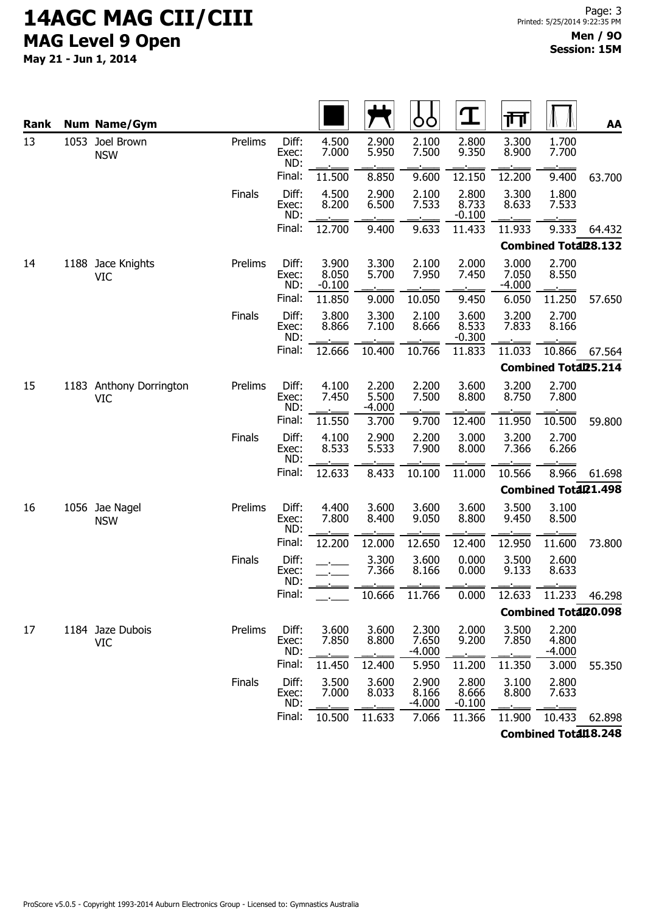# 14AGC MAG CII/CIII

## MAG Level 9 Open

**May 21 - Jun 1, 2014**

**Men / 9O**
**Session: 15M**

| Rank | Num | Name/Gym | | | Floor | Pommel Horse | Rings | Vault | Parallel Bars | High Bar | AA |
|---|---|---|---|---|---|---|---|---|---|---|---|
| 13 | 1053 | Joel Brown NSW | Prelims | Diff: | 4.500 | 2.900 | 2.100 | 2.800 | 3.300 | 1.700 | |
| | | | | Exec: | 7.000 | 5.950 | 7.500 | 9.350 | 8.900 | 7.700 | |
| | | | | ND: | | | | | | | |
| | | | | Final: | 11.500 | 8.850 | 9.600 | 12.150 | 12.200 | 9.400 | 63.700 |
| | | | Finals | Diff: | 4.500 | 2.900 | 2.100 | 2.800 | 3.300 | 1.800 | |
| | | | | Exec: | 8.200 | 6.500 | 7.533 | 8.733 | 8.633 | 7.533 | |
| | | | | ND: | | | | -0.100 | | | |
| | | | | Final: | 12.700 | 9.400 | 9.633 | 11.433 | 11.933 | 9.333 | 64.432 |
| | | | | | | | | | | Combined Total | 128.132 |
| 14 | 1188 | Jace Knights VIC | Prelims | Diff: | 3.900 | 3.300 | 2.100 | 2.000 | 3.000 | 2.700 | |
| | | | | Exec: | 8.050 | 5.700 | 7.950 | 7.450 | 7.050 | 8.550 | |
| | | | | ND: | -0.100 | | | | -4.000 | | |
| | | | | Final: | 11.850 | 9.000 | 10.050 | 9.450 | 6.050 | 11.250 | 57.650 |
| | | | Finals | Diff: | 3.800 | 3.300 | 2.100 | 3.600 | 3.200 | 2.700 | |
| | | | | Exec: | 8.866 | 7.100 | 8.666 | 8.533 | 7.833 | 8.166 | |
| | | | | ND: | | | | -0.300 | | | |
| | | | | Final: | 12.666 | 10.400 | 10.766 | 11.833 | 11.033 | 10.866 | 67.564 |
| | | | | | | | | | | Combined Total | 125.214 |
| 15 | 1183 | Anthony Dorrington VIC | Prelims | Diff: | 4.100 | 2.200 | 2.200 | 3.600 | 3.200 | 2.700 | |
| | | | | Exec: | 7.450 | 5.500 | 7.500 | 8.800 | 8.750 | 7.800 | |
| | | | | ND: | | -4.000 | | | | | |
| | | | | Final: | 11.550 | 3.700 | 9.700 | 12.400 | 11.950 | 10.500 | 59.800 |
| | | | Finals | Diff: | 4.100 | 2.900 | 2.200 | 3.000 | 3.200 | 2.700 | |
| | | | | Exec: | 8.533 | 5.533 | 7.900 | 8.000 | 7.366 | 6.266 | |
| | | | | ND: | | | | | | | |
| | | | | Final: | 12.633 | 8.433 | 10.100 | 11.000 | 10.566 | 8.966 | 61.698 |
| | | | | | | | | | | Combined Total | 121.498 |
| 16 | 1056 | Jae Nagel NSW | Prelims | Diff: | 4.400 | 3.600 | 3.600 | 3.600 | 3.500 | 3.100 | |
| | | | | Exec: | 7.800 | 8.400 | 9.050 | 8.800 | 9.450 | 8.500 | |
| | | | | ND: | | | | | | | |
| | | | | Final: | 12.200 | 12.000 | 12.650 | 12.400 | 12.950 | 11.600 | 73.800 |
| | | | Finals | Diff: | | 3.300 | 3.600 | 0.000 | 3.500 | 2.600 | |
| | | | | Exec: | | 7.366 | 8.166 | 0.000 | 9.133 | 8.633 | |
| | | | | ND: | | | | | | | |
| | | | | Final: | | 10.666 | 11.766 | 0.000 | 12.633 | 11.233 | 46.298 |
| | | | | | | | | | | Combined Total | 120.098 |
| 17 | 1184 | Jaze Dubois VIC | Prelims | Diff: | 3.600 | 3.600 | 2.300 | 2.000 | 3.500 | 2.200 | |
| | | | | Exec: | 7.850 | 8.800 | 7.650 | 9.200 | 7.850 | 4.800 | |
| | | | | ND: | | | -4.000 | | | -4.000 | |
| | | | | Final: | 11.450 | 12.400 | 5.950 | 11.200 | 11.350 | 3.000 | 55.350 |
| | | | Finals | Diff: | 3.500 | 3.600 | 2.900 | 2.800 | 3.100 | 2.800 | |
| | | | | Exec: | 7.000 | 8.033 | 8.166 | 8.666 | 8.800 | 7.633 | |
| | | | | ND: | | | -4.000 | -0.100 | | | |
| | | | | Final: | 10.500 | 11.633 | 7.066 | 11.366 | 11.900 | 10.433 | 62.898 |
| | | | | | | | | | | Combined Total | 118.248 |

ProScore v5.0.5 - Copyright 1993-2014 Auburn Electronics Group - Licensed to: Gymnastics Australia